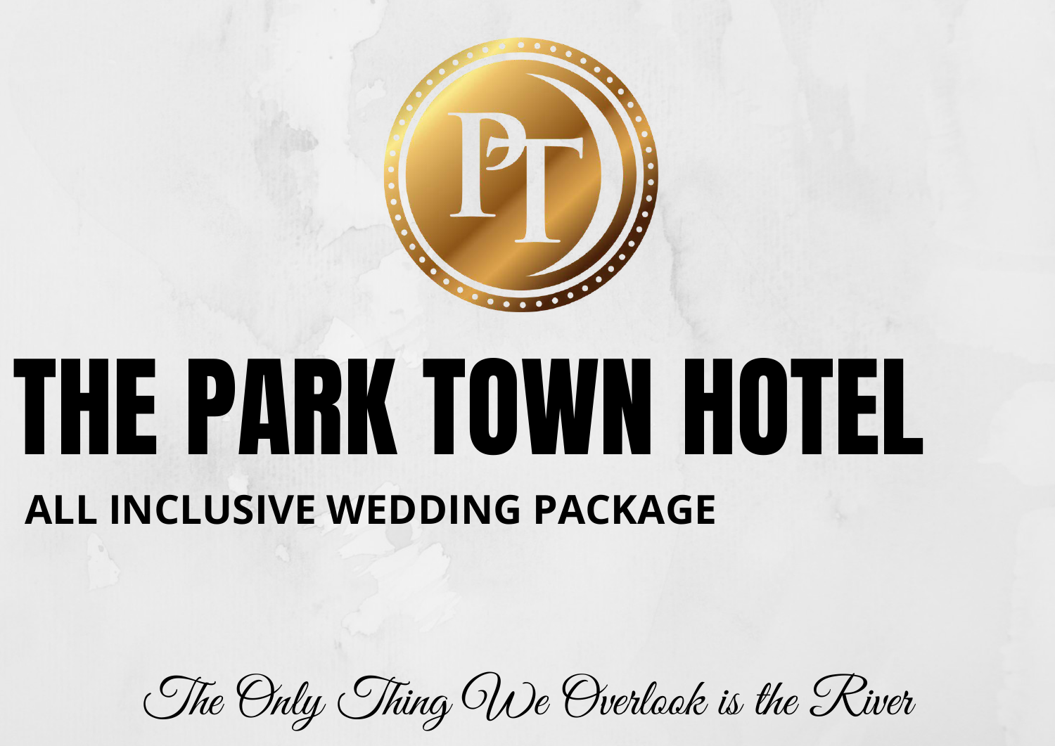# THE PARK TOWN HOTEL

## ALL INCLUSIVE WEDDING PACKAGE

*The Only Thing We Overlook is the River*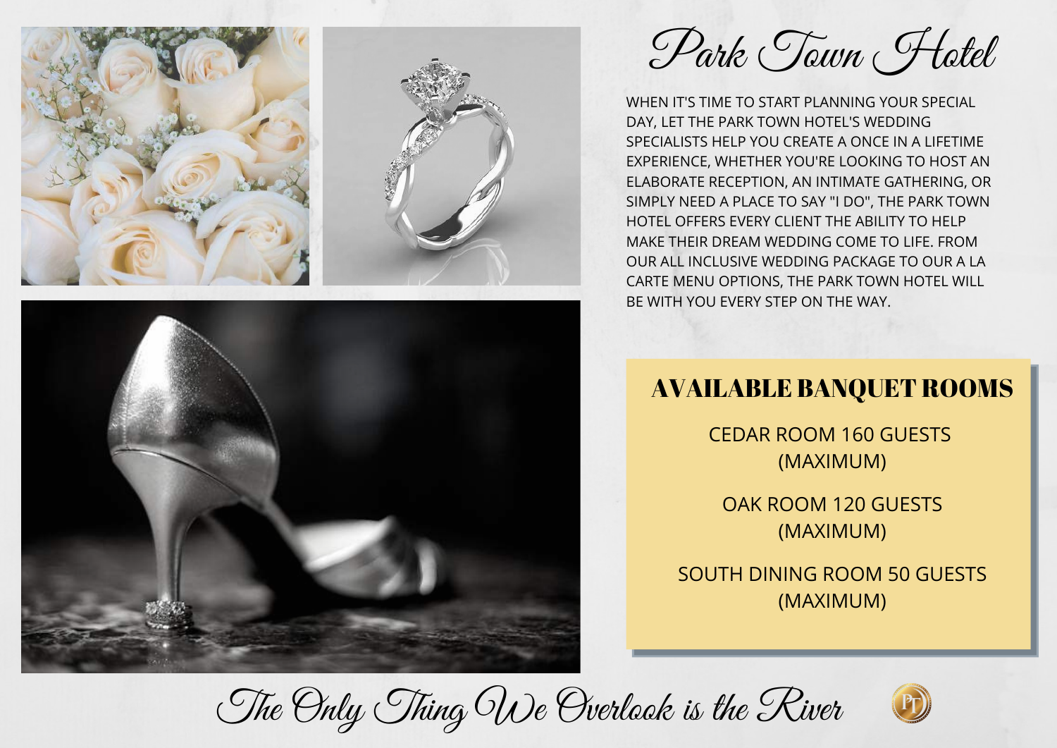# Park Town Hotel

WHEN IT'S TIME TO START PLANNING YOUR SPECIAL DAY, LET THE PARK TOWN HOTEL'S WEDDING SPECIALISTS HELP YOU CREATE A ONCE IN A LIFETIME EXPERIENCE, WHETHER YOU'RE LOOKING TO HOST AN ELABORATE RECEPTION, AN INTIMATE GATHERING, OR SIMPLY NEED A PLACE TO SAY "I DO", THE PARK TOWN HOTEL OFFERS EVERY CLIENT THE ABILITY TO HELP MAKE THEIR DREAM WEDDING COME TO LIFE. FROM OUR ALL INCLUSIVE WEDDING PACKAGE TO OUR A LA CARTE MENU OPTIONS, THE PARK TOWN HOTEL WILL BE WITH YOU EVERY STEP ON THE WAY.

## AVAILABLE BANQUET ROOMS

CEDAR ROOM 160 GUESTS (MAXIMUM)

OAK ROOM 120 GUESTS (MAXIMUM)

SOUTH DINING ROOM 50 GUESTS (MAXIMUM)

*The Only Thing We Overlook is the River*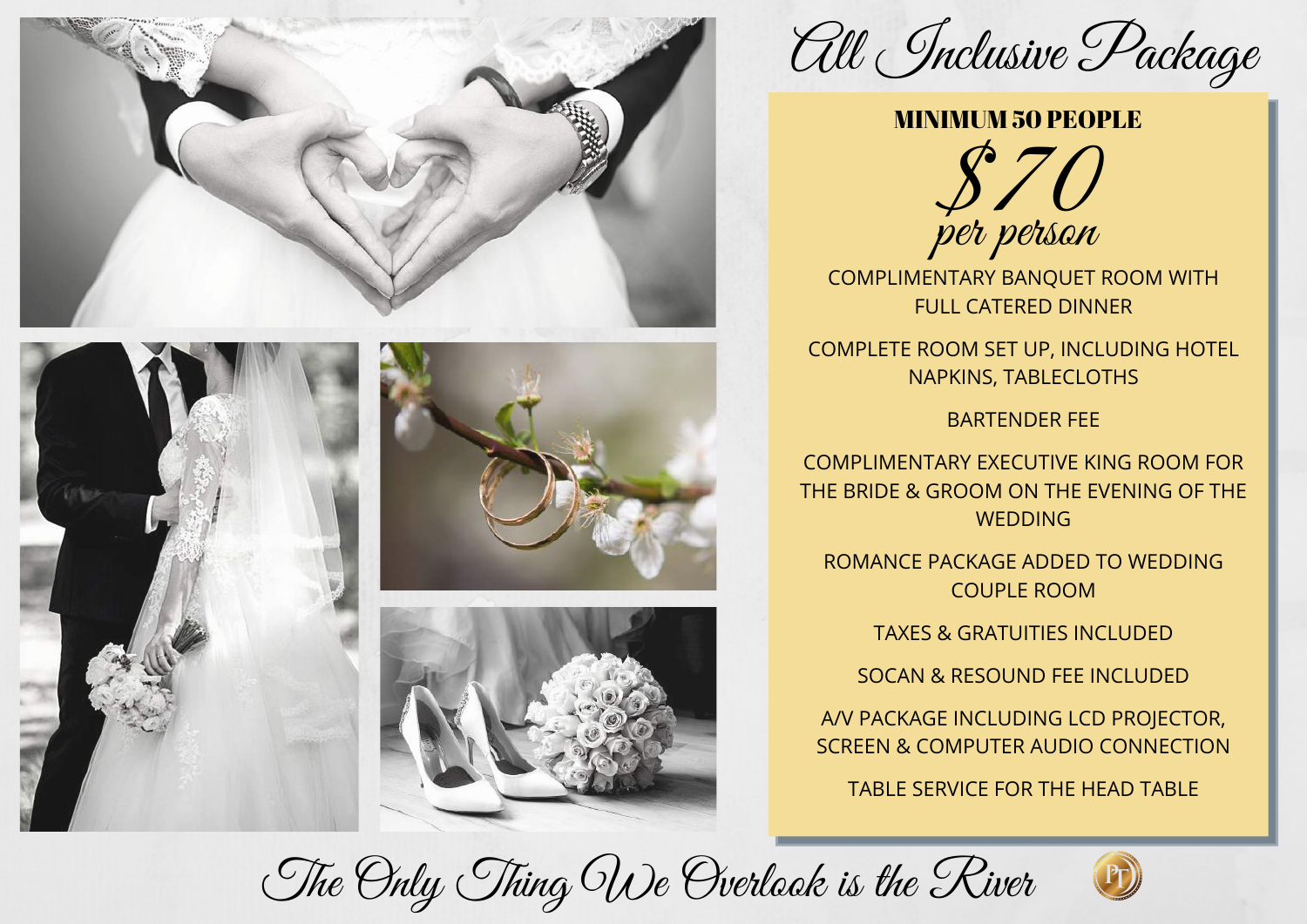# All Inclusive Package

**MINIMUM 50 PEOPLE**

## $70 per person

COMPLIMENTARY BANQUET ROOM WITH FULL CATERED DINNER

COMPLETE ROOM SET UP, INCLUDING HOTEL NAPKINS, TABLECLOTHS

BARTENDER FEE

COMPLIMENTARY EXECUTIVE KING ROOM FOR THE BRIDE & GROOM ON THE EVENING OF THE WEDDING

ROMANCE PACKAGE ADDED TO WEDDING COUPLE ROOM

TAXES & GRATUITIES INCLUDED

SOCAN & RESOUND FEE INCLUDED

A/V PACKAGE INCLUDING LCD PROJECTOR, SCREEN & COMPUTER AUDIO CONNECTION

TABLE SERVICE FOR THE HEAD TABLE

*The Only Thing We Overlook is the River*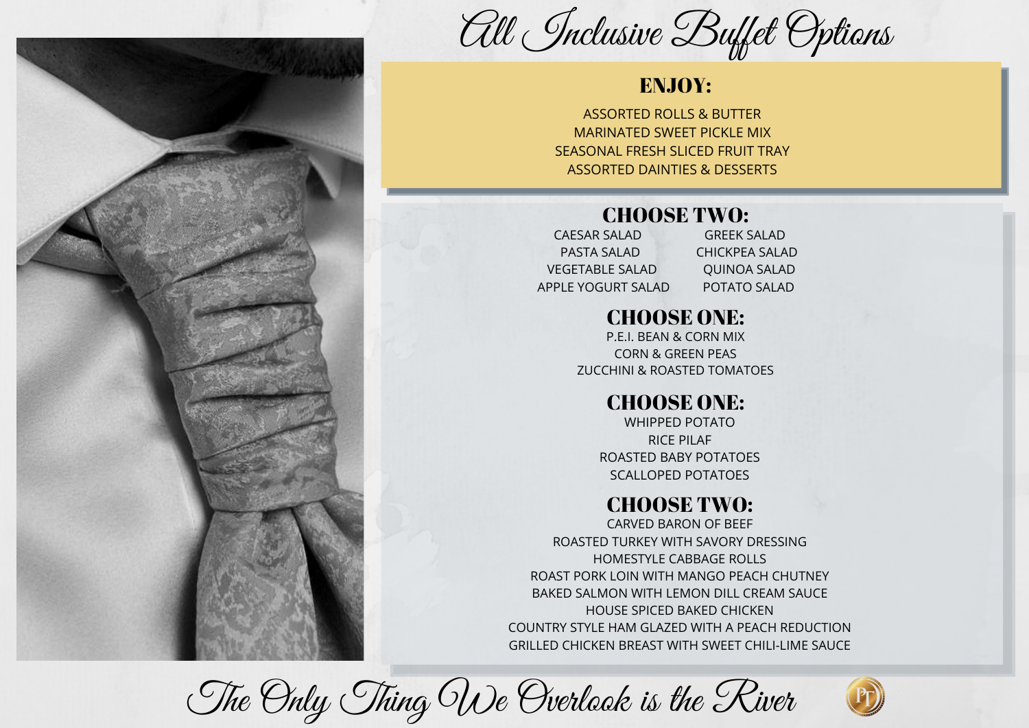# All Inclusive Buffet Options

## ENJOY:

ASSORTED ROLLS & BUTTER
MARINATED SWEET PICKLE MIX
SEASONAL FRESH SLICED FRUIT TRAY
ASSORTED DAINTIES & DESSERTS

## CHOOSE TWO:

CAESAR SALAD
PASTA SALAD
VEGETABLE SALAD
APPLE YOGURT SALAD
GREEK SALAD
CHICKPEA SALAD
QUINOA SALAD
POTATO SALAD

## CHOOSE ONE:

P.E.I. BEAN & CORN MIX
CORN & GREEN PEAS
ZUCCHINI & ROASTED TOMATOES

## CHOOSE ONE:

WHIPPED POTATO
RICE PILAF
ROASTED BABY POTATOES
SCALLOPED POTATOES

## CHOOSE TWO:

CARVED BARON OF BEEF
ROASTED TURKEY WITH SAVORY DRESSING
HOMESTYLE CABBAGE ROLLS
ROAST PORK LOIN WITH MANGO PEACH CHUTNEY
BAKED SALMON WITH LEMON DILL CREAM SAUCE
HOUSE SPICED BAKED CHICKEN
COUNTRY STYLE HAM GLAZED WITH A PEACH REDUCTION
GRILLED CHICKEN BREAST WITH SWEET CHILI-LIME SAUCE

*The Only Thing We Overlook is the River*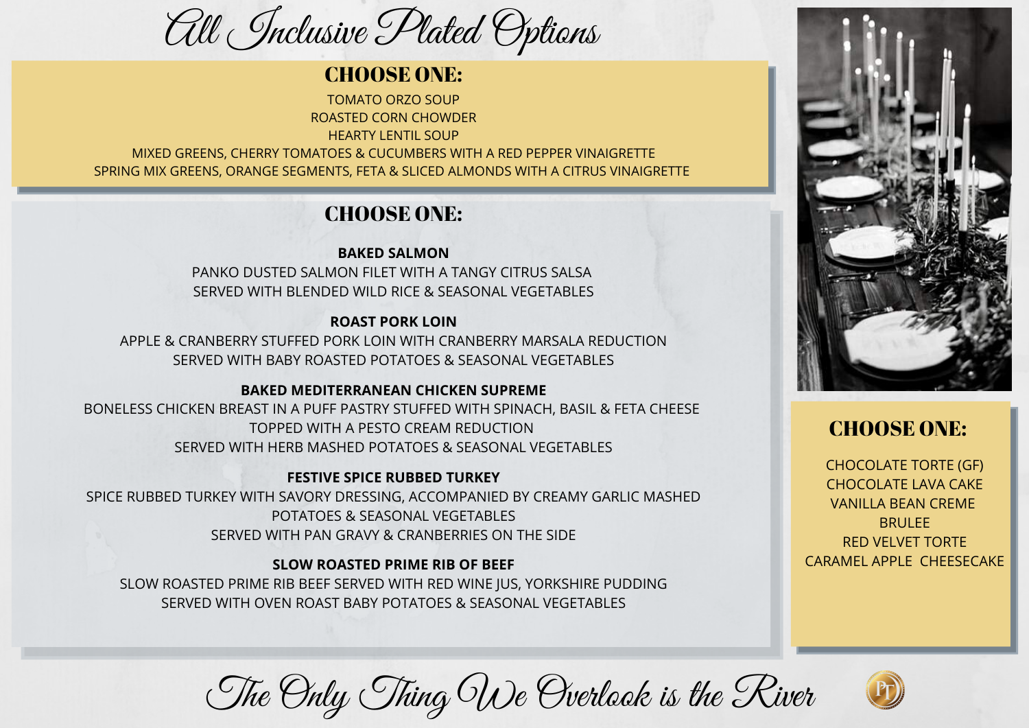# All Inclusive Plated Options

## CHOOSE ONE:

TOMATO ORZO SOUP
ROASTED CORN CHOWDER
HEARTY LENTIL SOUP
MIXED GREENS, CHERRY TOMATOES & CUCUMBERS WITH A RED PEPPER VINAIGRETTE
SPRING MIX GREENS, ORANGE SEGMENTS, FETA & SLICED ALMONDS WITH A CITRUS VINAIGRETTE

## CHOOSE ONE:

**BAKED SALMON**
PANKO DUSTED SALMON FILET WITH A TANGY CITRUS SALSA
SERVED WITH BLENDED WILD RICE & SEASONAL VEGETABLES

**ROAST PORK LOIN**
APPLE & CRANBERRY STUFFED PORK LOIN WITH CRANBERRY MARSALA REDUCTION
SERVED WITH BABY ROASTED POTATOES & SEASONAL VEGETABLES

**BAKED MEDITERRANEAN CHICKEN SUPREME**
BONELESS CHICKEN BREAST IN A PUFF PASTRY STUFFED WITH SPINACH, BASIL & FETA CHEESE
TOPPED WITH A PESTO CREAM REDUCTION
SERVED WITH HERB MASHED POTATOES & SEASONAL VEGETABLES

**FESTIVE SPICE RUBBED TURKEY**
SPICE RUBBED TURKEY WITH SAVORY DRESSING, ACCOMPANIED BY CREAMY GARLIC MASHED POTATOES & SEASONAL VEGETABLES
SERVED WITH PAN GRAVY & CRANBERRIES ON THE SIDE

**SLOW ROASTED PRIME RIB OF BEEF**
SLOW ROASTED PRIME RIB BEEF SERVED WITH RED WINE JUS, YORKSHIRE PUDDING
SERVED WITH OVEN ROAST BABY POTATOES & SEASONAL VEGETABLES

## CHOOSE ONE:

CHOCOLATE TORTE (GF)
CHOCOLATE LAVA CAKE
VANILLA BEAN CREME BRULEE
RED VELVET TORTE
CARAMEL APPLE CHEESECAKE

*The Only Thing We Overlook is the River*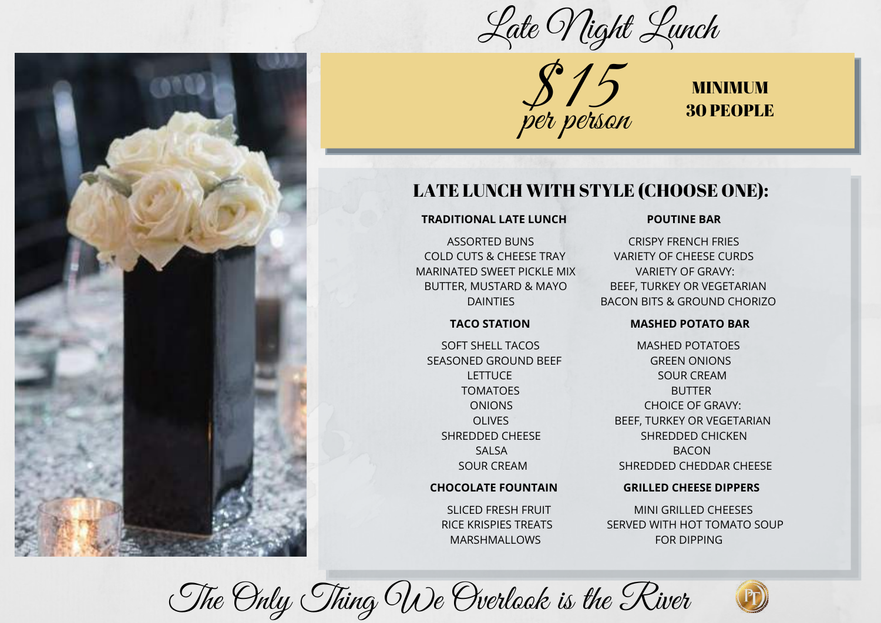# Late Night Lunch

**$15 per person**

**MINIMUM 30 PEOPLE**

## LATE LUNCH WITH STYLE (CHOOSE ONE):

### TRADITIONAL LATE LUNCH

ASSORTED BUNS
COLD CUTS & CHEESE TRAY
MARINATED SWEET PICKLE MIX
BUTTER, MUSTARD & MAYO
DAINTIES

### POUTINE BAR

CRISPY FRENCH FRIES
VARIETY OF CHEESE CURDS
VARIETY OF GRAVY:
BEEF, TURKEY OR VEGETARIAN
BACON BITS & GROUND CHORIZO

### TACO STATION

SOFT SHELL TACOS
SEASONED GROUND BEEF
LETTUCE
TOMATOES
ONIONS
OLIVES
SHREDDED CHEESE
SALSA
SOUR CREAM

### MASHED POTATO BAR

MASHED POTATOES
GREEN ONIONS
SOUR CREAM
BUTTER
CHOICE OF GRAVY:
BEEF, TURKEY OR VEGETARIAN
SHREDDED CHICKEN
BACON
SHREDDED CHEDDAR CHEESE

### CHOCOLATE FOUNTAIN

SLICED FRESH FRUIT
RICE KRISPIES TREATS
MARSHMALLOWS

### GRILLED CHEESE DIPPERS

MINI GRILLED CHEESES
SERVED WITH HOT TOMATO SOUP
FOR DIPPING

*The Only Thing We Overlook is the River*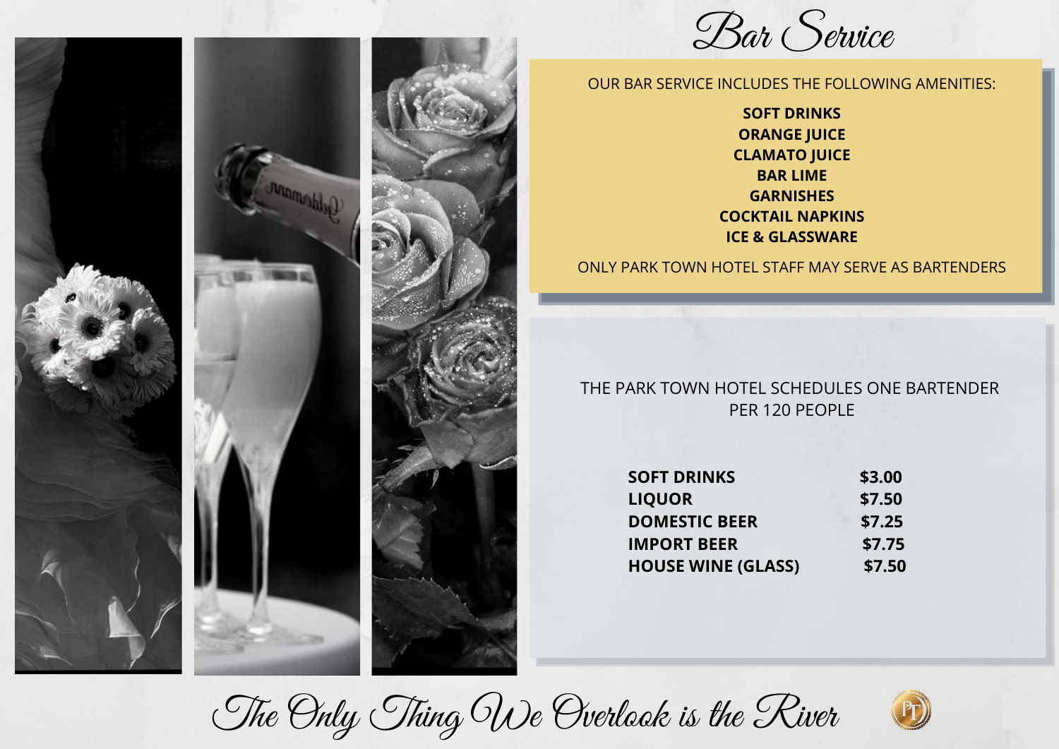# Bar Service

OUR BAR SERVICE INCLUDES THE FOLLOWING AMENITIES:

**SOFT DRINKS**
**ORANGE JUICE**
**CLAMATO JUICE**
**BAR LIME**
**GARNISHES**
**COCKTAIL NAPKINS**
**ICE & GLASSWARE**

ONLY PARK TOWN HOTEL STAFF MAY SERVE AS BARTENDERS

THE PARK TOWN HOTEL SCHEDULES ONE BARTENDER PER 120 PEOPLE

| | |
|---|---|
| **SOFT DRINKS** | **$3.00** |
| **LIQUOR** | **$7.50** |
| **DOMESTIC BEER** | **$7.25** |
| **IMPORT BEER** | **$7.75** |
| **HOUSE WINE (GLASS)** | **$7.50** |

*The Only Thing We Overlook is the River*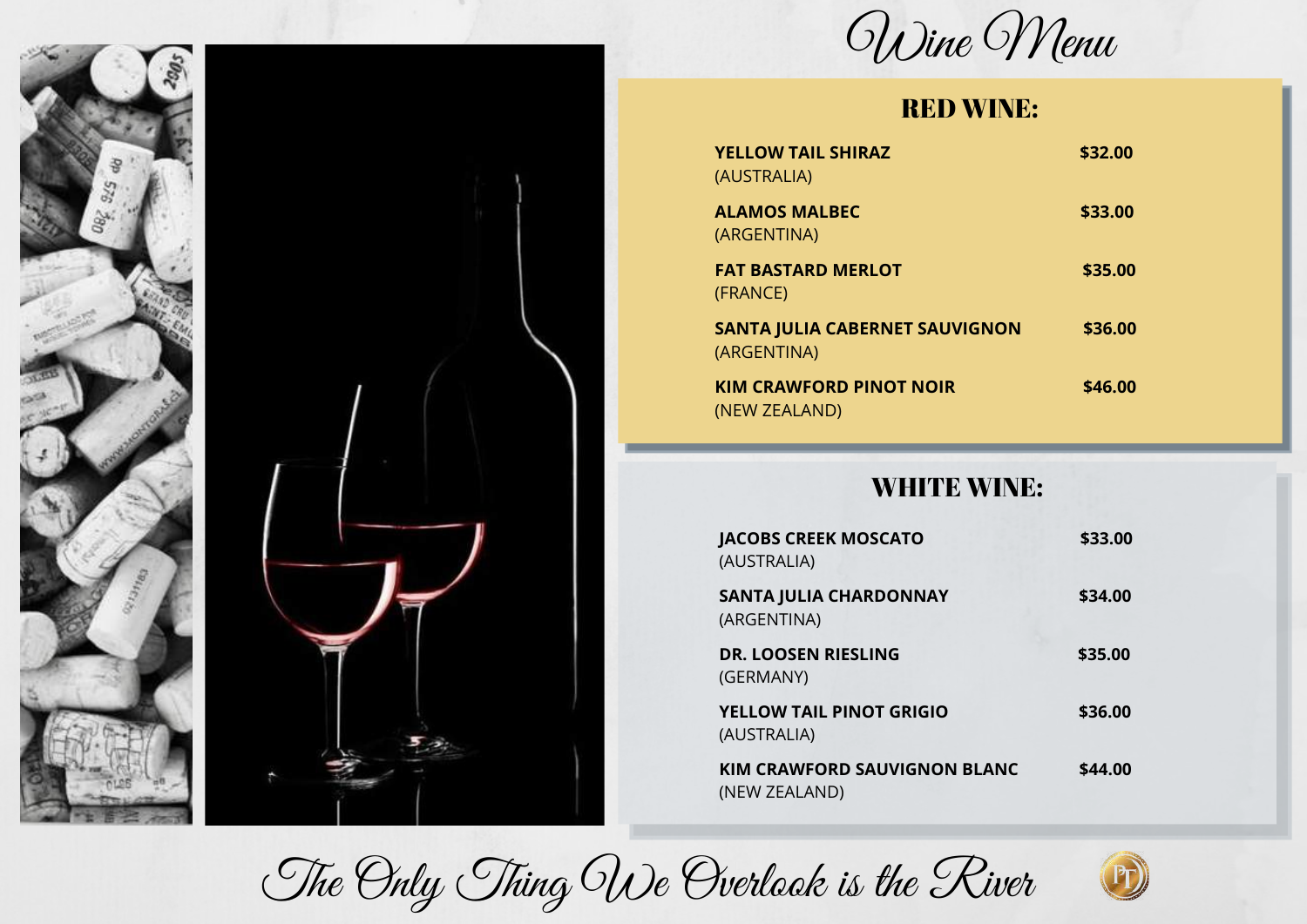# Wine Menu

## RED WINE:

**YELLOW TAIL SHIRAZ** **$32.00**
(AUSTRALIA)

**ALAMOS MALBEC** **$33.00**
(ARGENTINA)

**FAT BASTARD MERLOT** **$35.00**
(FRANCE)

**SANTA JULIA CABERNET SAUVIGNON** **$36.00**
(ARGENTINA)

**KIM CRAWFORD PINOT NOIR** **$46.00**
(NEW ZEALAND)

## WHITE WINE:

**JACOBS CREEK MOSCATO** **$33.00**
(AUSTRALIA)

**SANTA JULIA CHARDONNAY** **$34.00**
(ARGENTINA)

**DR. LOOSEN RIESLING** **$35.00**
(GERMANY)

**YELLOW TAIL PINOT GRIGIO** **$36.00**
(AUSTRALIA)

**KIM CRAWFORD SAUVIGNON BLANC** **$44.00**
(NEW ZEALAND)

*The Only Thing We Overlook is the River*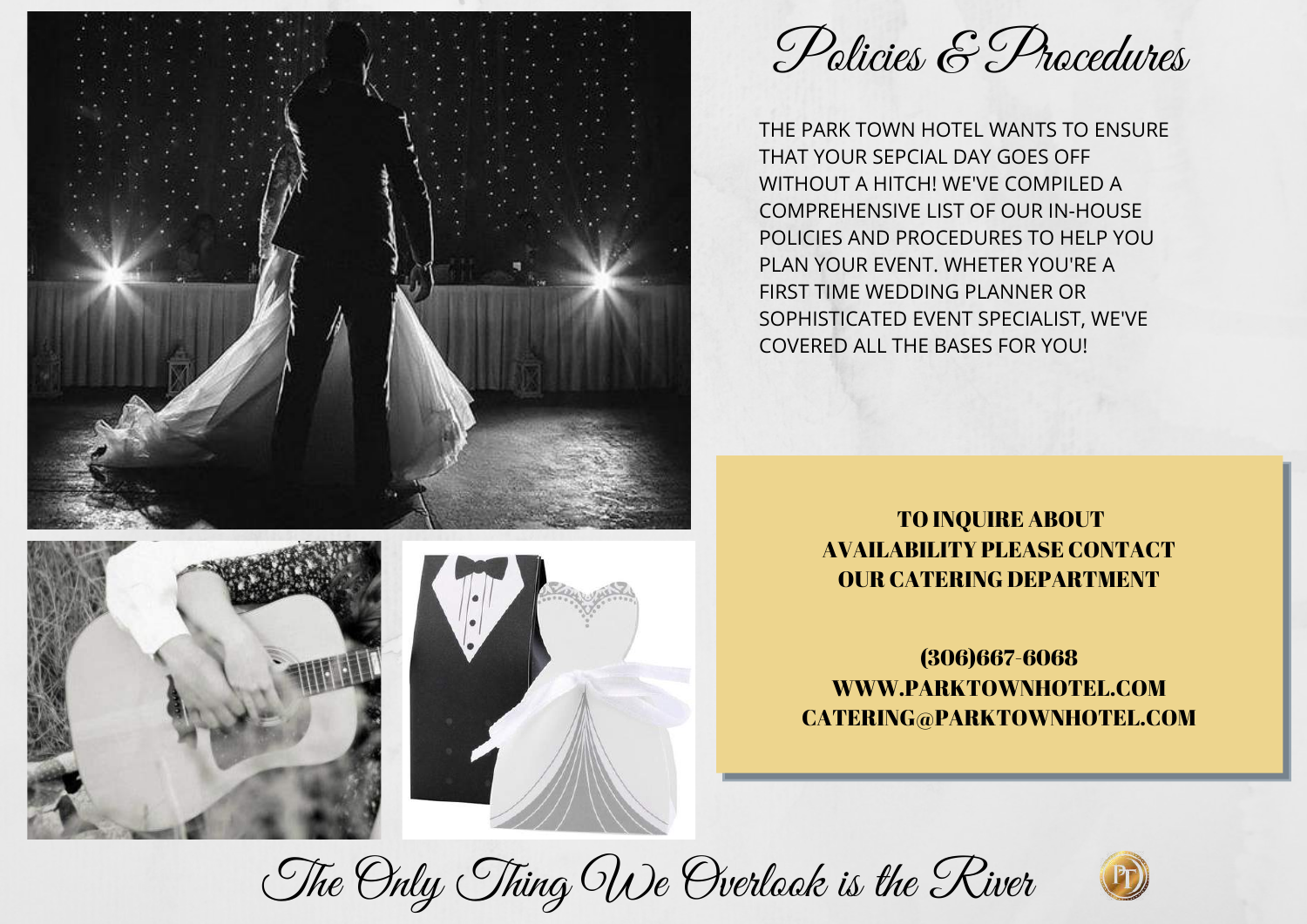# Policies & Procedures

THE PARK TOWN HOTEL WANTS TO ENSURE THAT YOUR SEPCIAL DAY GOES OFF WITHOUT A HITCH! WE'VE COMPILED A COMPREHENSIVE LIST OF OUR IN-HOUSE POLICIES AND PROCEDURES TO HELP YOU PLAN YOUR EVENT. WHETER YOU'RE A FIRST TIME WEDDING PLANNER OR SOPHISTICATED EVENT SPECIALIST, WE'VE COVERED ALL THE BASES FOR YOU!

**TO INQUIRE ABOUT AVAILABILITY PLEASE CONTACT OUR CATERING DEPARTMENT**

**(306)667-6068**
**WWW.PARKTOWNHOTEL.COM**
**CATERING@PARKTOWNHOTEL.COM**

*The Only Thing We Overlook is the River*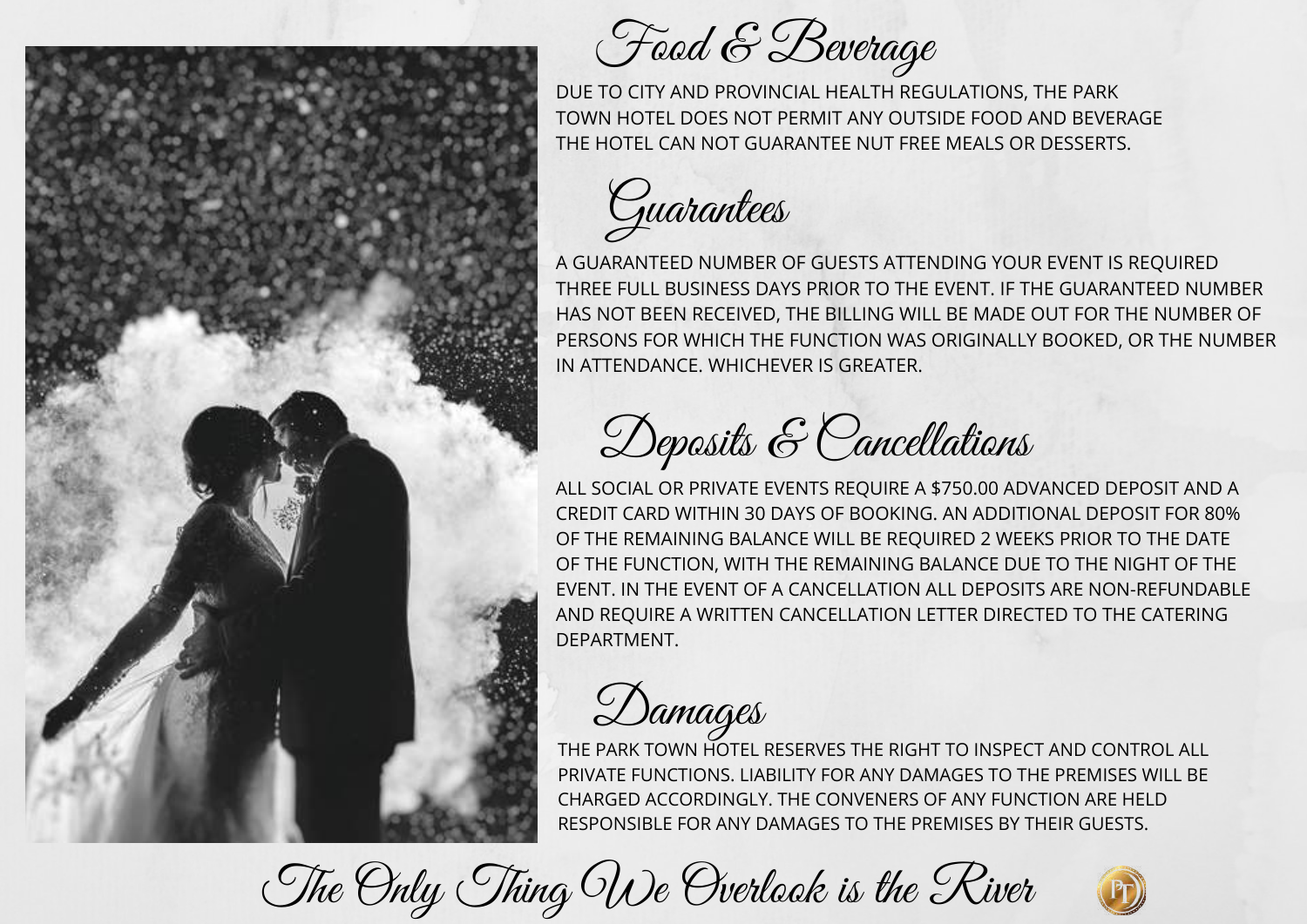## Food & Beverage

DUE TO CITY AND PROVINCIAL HEALTH REGULATIONS, THE PARK TOWN HOTEL DOES NOT PERMIT ANY OUTSIDE FOOD AND BEVERAGE THE HOTEL CAN NOT GUARANTEE NUT FREE MEALS OR DESSERTS.

## Guarantees

A GUARANTEED NUMBER OF GUESTS ATTENDING YOUR EVENT IS REQUIRED THREE FULL BUSINESS DAYS PRIOR TO THE EVENT. IF THE GUARANTEED NUMBER HAS NOT BEEN RECEIVED, THE BILLING WILL BE MADE OUT FOR THE NUMBER OF PERSONS FOR WHICH THE FUNCTION WAS ORIGINALLY BOOKED, OR THE NUMBER IN ATTENDANCE. WHICHEVER IS GREATER.

## Deposits & Cancellations

ALL SOCIAL OR PRIVATE EVENTS REQUIRE A $750.00 ADVANCED DEPOSIT AND A CREDIT CARD WITHIN 30 DAYS OF BOOKING. AN ADDITIONAL DEPOSIT FOR 80% OF THE REMAINING BALANCE WILL BE REQUIRED 2 WEEKS PRIOR TO THE DATE OF THE FUNCTION, WITH THE REMAINING BALANCE DUE TO THE NIGHT OF THE EVENT. IN THE EVENT OF A CANCELLATION ALL DEPOSITS ARE NON-REFUNDABLE AND REQUIRE A WRITTEN CANCELLATION LETTER DIRECTED TO THE CATERING DEPARTMENT.

## Damages

THE PARK TOWN HOTEL RESERVES THE RIGHT TO INSPECT AND CONTROL ALL PRIVATE FUNCTIONS. LIABILITY FOR ANY DAMAGES TO THE PREMISES WILL BE CHARGED ACCORDINGLY. THE CONVENERS OF ANY FUNCTION ARE HELD RESPONSIBLE FOR ANY DAMAGES TO THE PREMISES BY THEIR GUESTS.

*The Only Thing We Overlook is the River*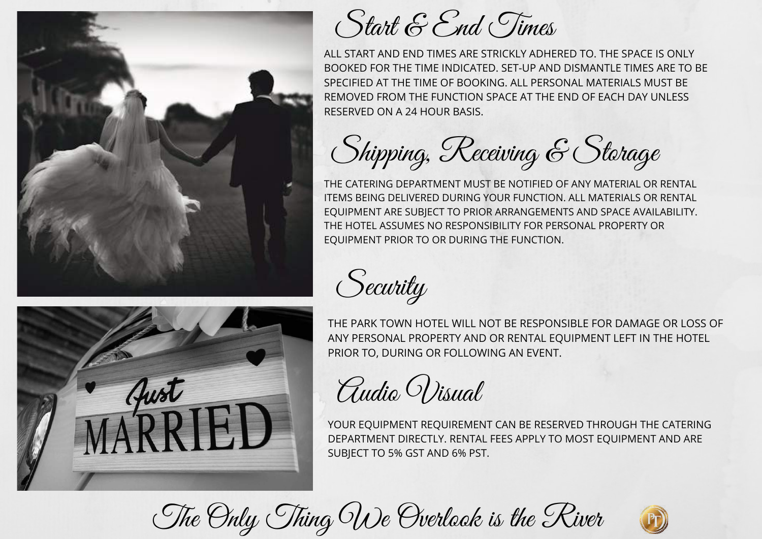## Start & End Times

ALL START AND END TIMES ARE STRICKLY ADHERED TO. THE SPACE IS ONLY BOOKED FOR THE TIME INDICATED. SET-UP AND DISMANTLE TIMES ARE TO BE SPECIFIED AT THE TIME OF BOOKING. ALL PERSONAL MATERIALS MUST BE REMOVED FROM THE FUNCTION SPACE AT THE END OF EACH DAY UNLESS RESERVED ON A 24 HOUR BASIS.

## Shipping, Receiving & Storage

THE CATERING DEPARTMENT MUST BE NOTIFIED OF ANY MATERIAL OR RENTAL ITEMS BEING DELIVERED DURING YOUR FUNCTION. ALL MATERIALS OR RENTAL EQUIPMENT ARE SUBJECT TO PRIOR ARRANGEMENTS AND SPACE AVAILABILITY. THE HOTEL ASSUMES NO RESPONSIBILITY FOR PERSONAL PROPERTY OR EQUIPMENT PRIOR TO OR DURING THE FUNCTION.

## Security

THE PARK TOWN HOTEL WILL NOT BE RESPONSIBLE FOR DAMAGE OR LOSS OF ANY PERSONAL PROPERTY AND OR RENTAL EQUIPMENT LEFT IN THE HOTEL PRIOR TO, DURING OR FOLLOWING AN EVENT.

## Audio Visual

YOUR EQUIPMENT REQUIREMENT CAN BE RESERVED THROUGH THE CATERING DEPARTMENT DIRECTLY. RENTAL FEES APPLY TO MOST EQUIPMENT AND ARE SUBJECT TO 5% GST AND 6% PST.

*The Only Thing We Overlook is the River*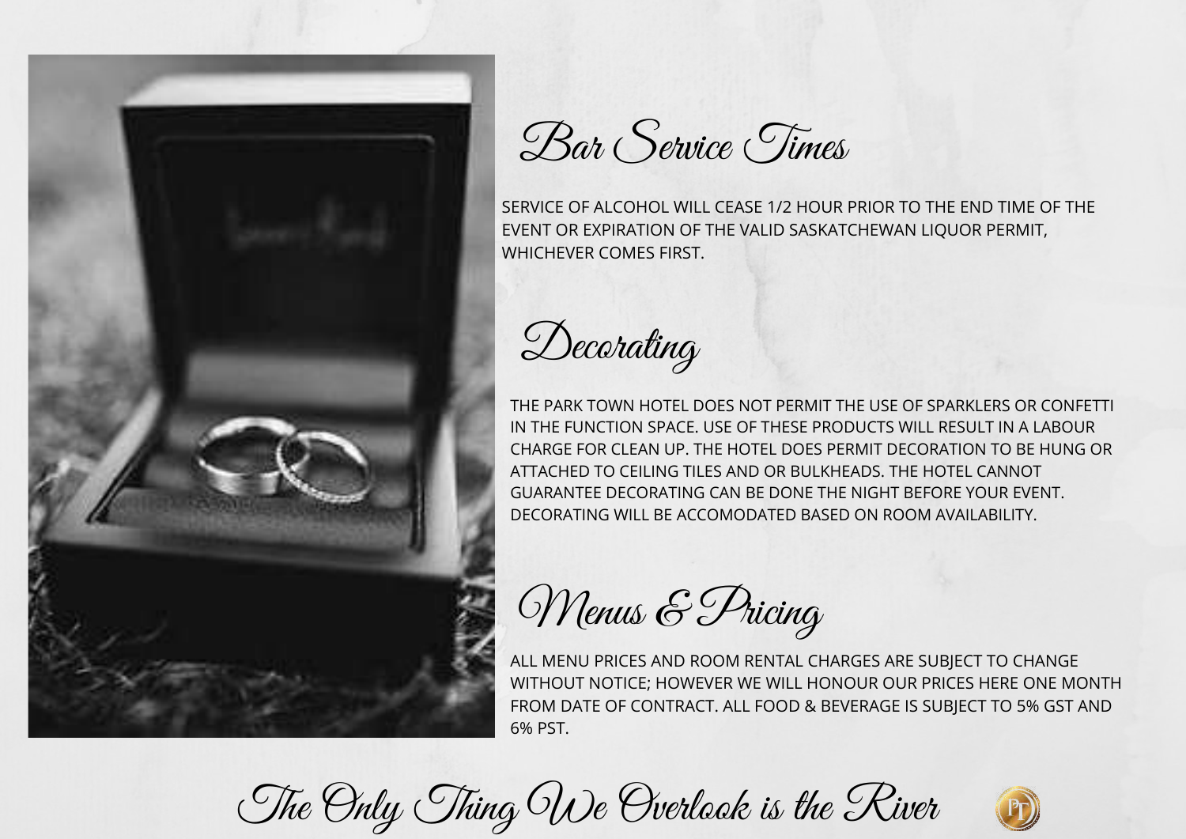## Bar Service Times

SERVICE OF ALCOHOL WILL CEASE 1/2 HOUR PRIOR TO THE END TIME OF THE EVENT OR EXPIRATION OF THE VALID SASKATCHEWAN LIQUOR PERMIT, WHICHEVER COMES FIRST.

## Decorating

THE PARK TOWN HOTEL DOES NOT PERMIT THE USE OF SPARKLERS OR CONFETTI IN THE FUNCTION SPACE. USE OF THESE PRODUCTS WILL RESULT IN A LABOUR CHARGE FOR CLEAN UP. THE HOTEL DOES PERMIT DECORATION TO BE HUNG OR ATTACHED TO CEILING TILES AND OR BULKHEADS. THE HOTEL CANNOT GUARANTEE DECORATING CAN BE DONE THE NIGHT BEFORE YOUR EVENT. DECORATING WILL BE ACCOMODATED BASED ON ROOM AVAILABILITY.

## Menus & Pricing

ALL MENU PRICES AND ROOM RENTAL CHARGES ARE SUBJECT TO CHANGE WITHOUT NOTICE; HOWEVER WE WILL HONOUR OUR PRICES HERE ONE MONTH FROM DATE OF CONTRACT. ALL FOOD & BEVERAGE IS SUBJECT TO 5% GST AND 6% PST.

*The Only Thing We Overlook is the River*